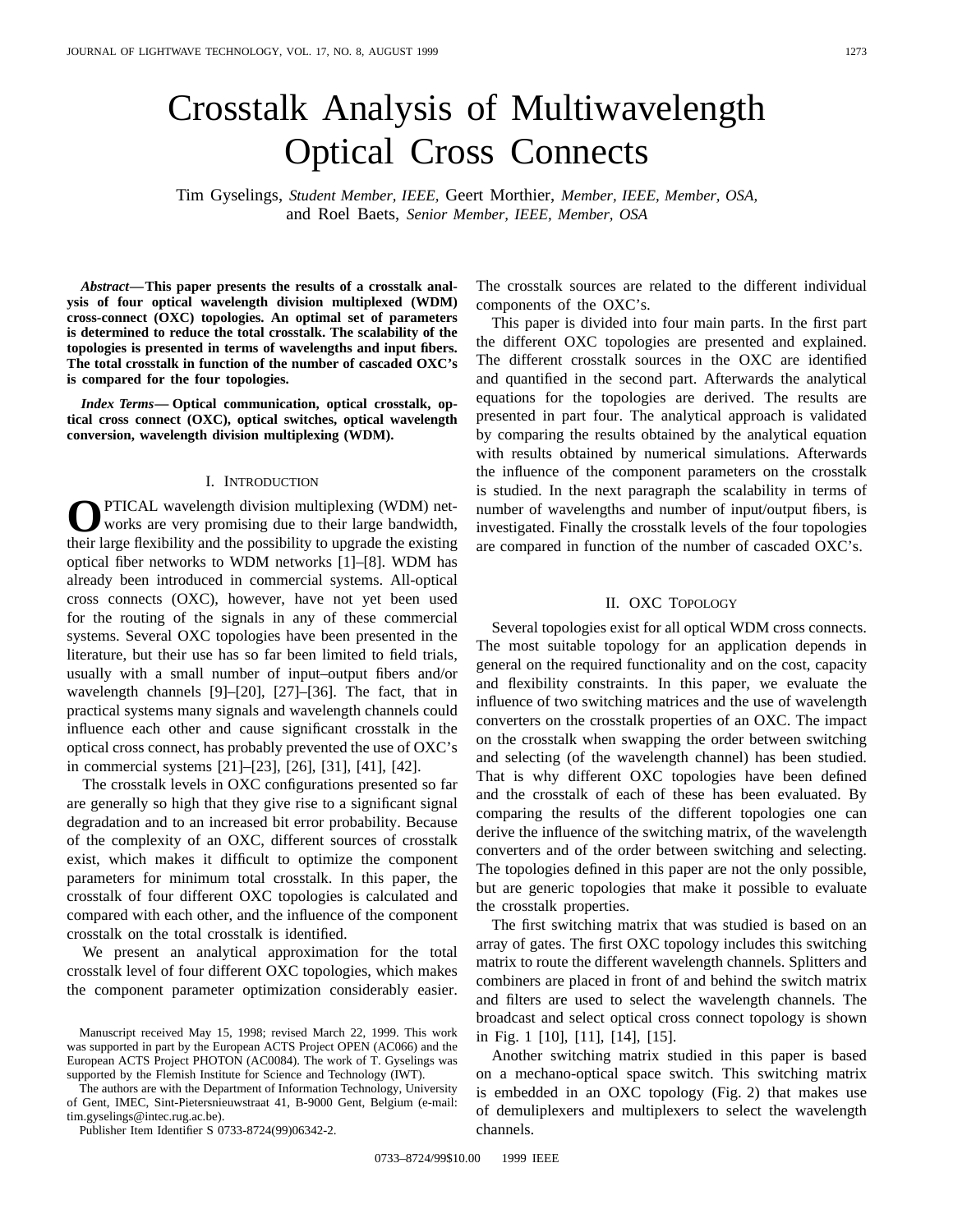// Crosstalk Analysis of Multiwavelength Optical Cross Connects

Tim Gyselings, *Student Member, IEEE,* Geert Morthier, *Member, IEEE, Member, OSA,* and Roel Baets, *Senior Member, IEEE, Member, OSA*

***Abstract*—This paper presents the results of a crosstalk analysis of four optical wavelength division multiplexed (WDM) cross-connect (OXC) topologies. An optimal set of parameters is determined to reduce the total crosstalk. The scalability of the topologies is presented in terms of wavelengths and input fibers. The total crosstalk in function of the number of cascaded OXC's is compared for the four topologies.**

***Index Terms*— Optical communication, optical crosstalk, optical cross connect (OXC), optical switches, optical wavelength conversion, wavelength division multiplexing (WDM).**

## I. Introduction

Optical wavelength division multiplexing (WDM) networks are very promising due to their large bandwidth, their large flexibility and the possibility to upgrade the existing optical fiber networks to WDM networks [1]–[8]. WDM has already been introduced in commercial systems. All-optical cross connects (OXC), however, have not yet been used for the routing of the signals in any of these commercial systems. Several OXC topologies have been presented in the literature, but their use has so far been limited to field trials, usually with a small number of input–output fibers and/or wavelength channels [9]–[20], [27]–[36]. The fact, that in practical systems many signals and wavelength channels could influence each other and cause significant crosstalk in the optical cross connect, has probably prevented the use of OXC's in commercial systems [21]–[23], [26], [31], [41], [42].

The crosstalk levels in OXC configurations presented so far are generally so high that they give rise to a significant signal degradation and to an increased bit error probability. Because of the complexity of an OXC, different sources of crosstalk exist, which makes it difficult to optimize the component parameters for minimum total crosstalk. In this paper, the crosstalk of four different OXC topologies is calculated and compared with each other, and the influence of the component crosstalk on the total crosstalk is identified.

We present an analytical approximation for the total crosstalk level of four different OXC topologies, which makes the component parameter optimization considerably easier. The crosstalk sources are related to the different individual components of the OXC's.

This paper is divided into four main parts. In the first part the different OXC topologies are presented and explained. The different crosstalk sources in the OXC are identified and quantified in the second part. Afterwards the analytical equations for the topologies are derived. The results are presented in part four. The analytical approach is validated by comparing the results obtained by the analytical equation with results obtained by numerical simulations. Afterwards the influence of the component parameters on the crosstalk is studied. In the next paragraph the scalability in terms of number of wavelengths and number of input/output fibers, is investigated. Finally the crosstalk levels of the four topologies are compared in function of the number of cascaded OXC's.

## II. OXC Topology

Several topologies exist for all optical WDM cross connects. The most suitable topology for an application depends in general on the required functionality and on the cost, capacity and flexibility constraints. In this paper, we evaluate the influence of two switching matrices and the use of wavelength converters on the crosstalk properties of an OXC. The impact on the crosstalk when swapping the order between switching and selecting (of the wavelength channel) has been studied. That is why different OXC topologies have been defined and the crosstalk of each of these has been evaluated. By comparing the results of the different topologies one can derive the influence of the switching matrix, of the wavelength converters and of the order between switching and selecting. The topologies defined in this paper are not the only possible, but are generic topologies that make it possible to evaluate the crosstalk properties.

The first switching matrix that was studied is based on an array of gates. The first OXC topology includes this switching matrix to route the different wavelength channels. Splitters and combiners are placed in front of and behind the switch matrix and filters are used to select the wavelength channels. The broadcast and select optical cross connect topology is shown in Fig. 1 [10], [11], [14], [15].

Another switching matrix studied in this paper is based on a mechano-optical space switch. This switching matrix is embedded in an OXC topology (Fig. 2) that makes use of demuliplexers and multiplexers to select the wavelength channels.

Manuscript received May 15, 1998; revised March 22, 1999. This work was supported in part by the European ACTS Project OPEN (AC066) and the European ACTS Project PHOTON (AC0084). The work of T. Gyselings was supported by the Flemish Institute for Science and Technology (IWT).

The authors are with the Department of Information Technology, University of Gent, IMEC, Sint-Pietersnieuwstraat 41, B-9000 Gent, Belgium (e-mail: tim.gyselings@intec.rug.ac.be).

Publisher Item Identifier S 0733-8724(99)06342-2.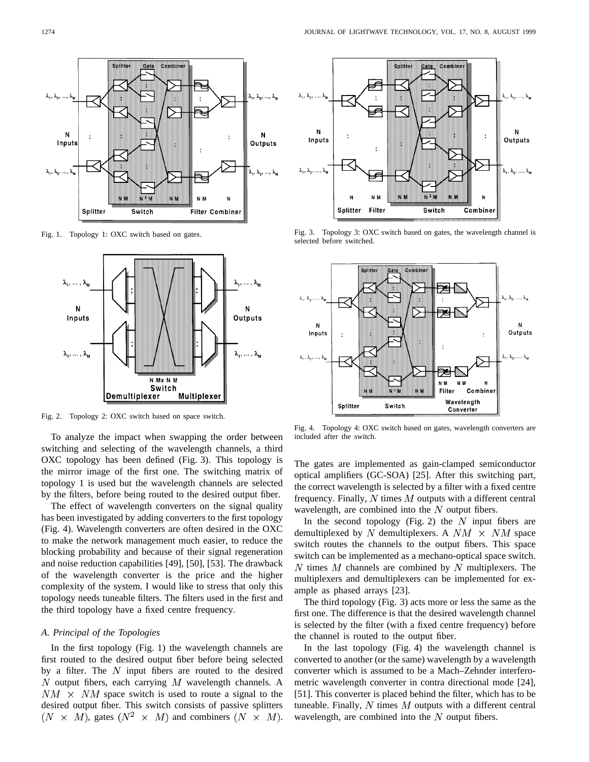Fig. 1. Topology 1: OXC switch based on gates.

Fig. 2. Topology 2: OXC switch based on space switch.

Fig. 3. Topology 3: OXC switch based on gates, the wavelength channel is selected before switched.

Fig. 4. Topology 4: OXC switch based on gates, wavelength converters are included after the switch.

To analyze the impact when swapping the order between switching and selecting of the wavelength channels, a third OXC topology has been defined (Fig. 3). This topology is the mirror image of the first one. The switching matrix of topology 1 is used but the wavelength channels are selected by the filters, before being routed to the desired output fiber.

The effect of wavelength converters on the signal quality has been investigated by adding converters to the first topology (Fig. 4). Wavelength converters are often desired in the OXC to make the network management much easier, to reduce the blocking probability and because of their signal regeneration and noise reduction capabilities [49], [50], [53]. The drawback of the wavelength converter is the price and the higher complexity of the system. I would like to stress that only this topology needs tuneable filters. The filters used in the first and the third topology have a fixed centre frequency.

### A. Principal of the Topologies

In the first topology (Fig. 1) the wavelength channels are first routed to the desired output fiber before being selected by a filter. The $N$ input fibers are routed to the desired $N$ output fibers, each carrying $M$ wavelength channels. A $NM \times NM$ space switch is used to route a signal to the desired output fiber. This switch consists of passive splitters $(N \times M)$, gates $(N^2 \times M)$ and combiners $(N \times M)$. The gates are implemented as gain-clamped semiconductor optical amplifiers (GC-SOA) [25]. After this switching part, the correct wavelength is selected by a filter with a fixed centre frequency. Finally, $N$ times $M$ outputs with a different central wavelength, are combined into the $N$ output fibers.

In the second topology (Fig. 2) the $N$ input fibers are demultiplexed by $N$ demultiplexers. A $NM \times NM$ space switch routes the channels to the output fibers. This space switch can be implemented as a mechano-optical space switch. $N$ times $M$ channels are combined by $N$ multiplexers. The multiplexers and demultiplexers can be implemented for example as phased arrays [23].

The third topology (Fig. 3) acts more or less the same as the first one. The difference is that the desired wavelength channel is selected by the filter (with a fixed centre frequency) before the channel is routed to the output fiber.

In the last topology (Fig. 4) the wavelength channel is converted to another (or the same) wavelength by a wavelength converter which is assumed to be a Mach–Zehnder interferometric wavelength converter in contra directional mode [24], [51]. This converter is placed behind the filter, which has to be tuneable. Finally, $N$ times $M$ outputs with a different central wavelength, are combined into the $N$ output fibers.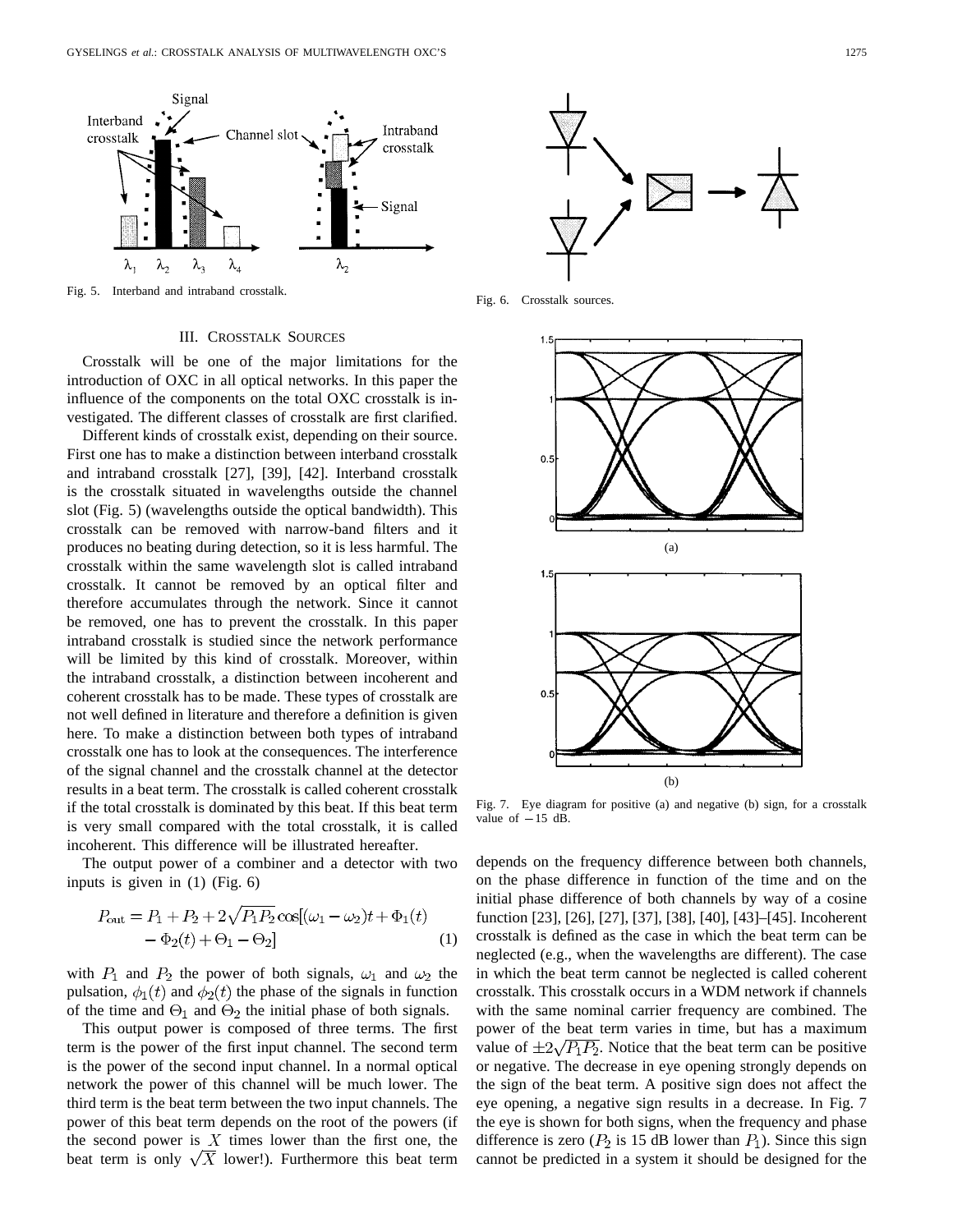Fig. 5. Interband and intraband crosstalk.

Fig. 6. Crosstalk sources.

## III. Crosstalk Sources

Crosstalk will be one of the major limitations for the introduction of OXC in all optical networks. In this paper the influence of the components on the total OXC crosstalk is investigated. The different classes of crosstalk are first clarified.

Different kinds of crosstalk exist, depending on their source. First one has to make a distinction between interband crosstalk and intraband crosstalk [27], [39], [42]. Interband crosstalk is the crosstalk situated in wavelengths outside the channel slot (Fig. 5) (wavelengths outside the optical bandwidth). This crosstalk can be removed with narrow-band filters and it produces no beating during detection, so it is less harmful. The crosstalk within the same wavelength slot is called intraband crosstalk. It cannot be removed by an optical filter and therefore accumulates through the network. Since it cannot be removed, one has to prevent the crosstalk. In this paper intraband crosstalk is studied since the network performance will be limited by this kind of crosstalk. Moreover, within the intraband crosstalk, a distinction between incoherent and coherent crosstalk has to be made. These types of crosstalk are not well defined in literature and therefore a definition is given here. To make a distinction between both types of intraband crosstalk one has to look at the consequences. The interference of the signal channel and the crosstalk channel at the detector results in a beat term. The crosstalk is called coherent crosstalk if the total crosstalk is dominated by this beat. If this beat term is very small compared with the total crosstalk, it is called incoherent. This difference will be illustrated hereafter.

The output power of a combiner and a detector with two inputs is given in (1) (Fig. 6)

$$P_{\text{out}} = P_1 + P_2 + 2\sqrt{P_1 P_2}\cos[(\omega_1 - \omega_2)t + \Phi_1(t) - \Phi_2(t) + \Theta_1 - \Theta_2] \quad (1)$$

with $P_1$ and $P_2$ the power of both signals, $\omega_1$ and $\omega_2$ the pulsation, $\phi_1(t)$ and $\phi_2(t)$ the phase of the signals in function of the time and $\Theta_1$ and $\Theta_2$ the initial phase of both signals.

This output power is composed of three terms. The first term is the power of the first input channel. The second term is the power of the second input channel. In a normal optical network the power of this channel will be much lower. The third term is the beat term between the two input channels. The power of this beat term depends on the root of the powers (if the second power is $X$ times lower than the first one, the beat term is only $\sqrt{X}$ lower!). Furthermore this beat term depends on the frequency difference between both channels, on the phase difference in function of the time and on the initial phase difference of both channels by way of a cosine function [23], [26], [27], [37], [38], [40], [43]–[45]. Incoherent crosstalk is defined as the case in which the beat term can be neglected (e.g., when the wavelengths are different). The case in which the beat term cannot be neglected is called coherent crosstalk. This crosstalk occurs in a WDM network if channels with the same nominal carrier frequency are combined. The power of the beat term varies in time, but has a maximum value of $\pm 2\sqrt{P_1 P_2}$. Notice that the beat term can be positive or negative. The decrease in eye opening strongly depends on the sign of the beat term. A positive sign does not affect the eye opening, a negative sign results in a decrease. In Fig. 7 the eye is shown for both signs, when the frequency and phase difference is zero ($P_2$ is 15 dB lower than $P_1$). Since this sign cannot be predicted in a system it should be designed for the

Fig. 7. Eye diagram for positive (a) and negative (b) sign, for a crosstalk value of $-15$ dB.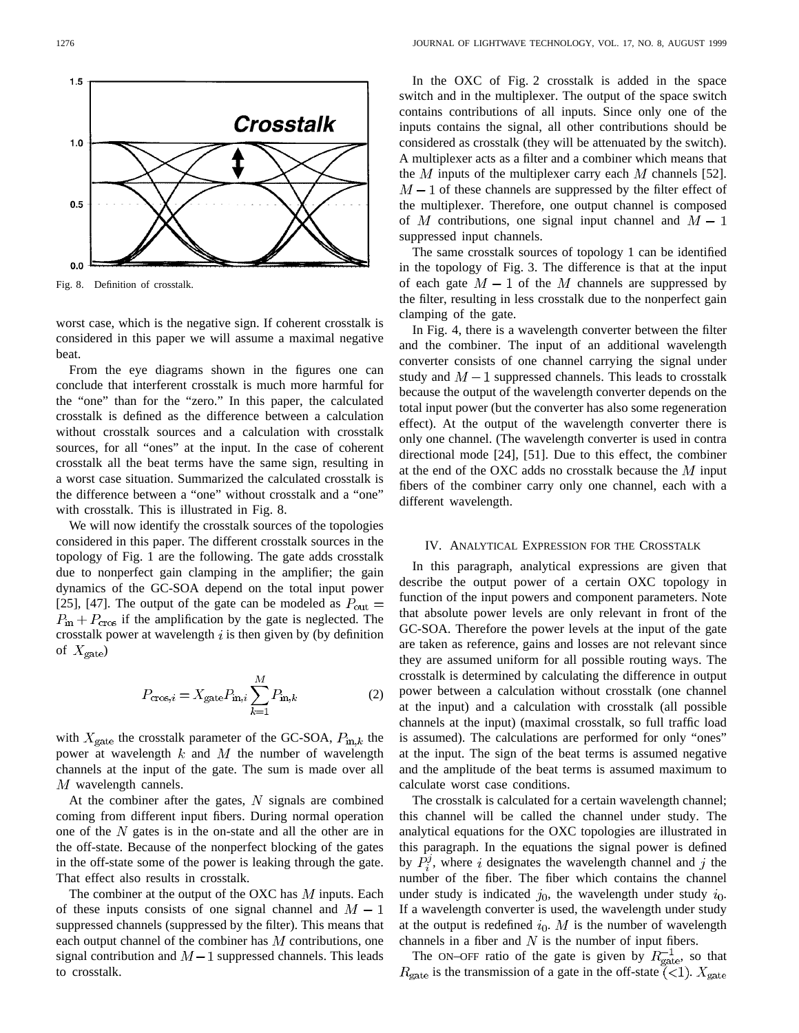Fig. 8. Definition of crosstalk.

worst case, which is the negative sign. If coherent crosstalk is considered in this paper we will assume a maximal negative beat.

From the eye diagrams shown in the figures one can conclude that interferent crosstalk is much more harmful for the "one" than for the "zero." In this paper, the calculated crosstalk is defined as the difference between a calculation without crosstalk sources and a calculation with crosstalk sources, for all "ones" at the input. In the case of coherent crosstalk all the beat terms have the same sign, resulting in a worst case situation. Summarized the calculated crosstalk is the difference between a "one" without crosstalk and a "one" with crosstalk. This is illustrated in Fig. 8.

We will now identify the crosstalk sources of the topologies considered in this paper. The different crosstalk sources in the topology of Fig. 1 are the following. The gate adds crosstalk due to nonperfect gain clamping in the amplifier; the gain dynamics of the GC-SOA depend on the total input power [25], [47]. The output of the gate can be modeled as $P_{\text{out}} = P_{\text{in}} + P_{\text{cros}}$ if the amplification by the gate is neglected. The crosstalk power at wavelength $i$ is then given by (by definition of $X_{\text{gate}}$)

$$P_{\text{cros},i} = X_{\text{gate}} P_{\text{in},i} \sum_{k=1}^{M} P_{\text{in},k} \tag{2}$$

with $X_{\text{gate}}$ the crosstalk parameter of the GC-SOA, $P_{\text{in},k}$ the power at wavelength $k$ and $M$ the number of wavelength channels at the input of the gate. The sum is made over all $M$ wavelength cannels.

At the combiner after the gates, $N$ signals are combined coming from different input fibers. During normal operation one of the $N$ gates is in the on-state and all the other are in the off-state. Because of the nonperfect blocking of the gates in the off-state some of the power is leaking through the gate. That effect also results in crosstalk.

The combiner at the output of the OXC has $M$ inputs. Each of these inputs consists of one signal channel and $M-1$ suppressed channels (suppressed by the filter). This means that each output channel of the combiner has $M$ contributions, one signal contribution and $M-1$ suppressed channels. This leads to crosstalk.

In the OXC of Fig. 2 crosstalk is added in the space switch and in the multiplexer. The output of the space switch contains contributions of all inputs. Since only one of the inputs contains the signal, all other contributions should be considered as crosstalk (they will be attenuated by the switch). A multiplexer acts as a filter and a combiner which means that the $M$ inputs of the multiplexer carry each $M$ channels [52]. $M-1$ of these channels are suppressed by the filter effect of the multiplexer. Therefore, one output channel is composed of $M$ contributions, one signal input channel and $M-1$ suppressed input channels.

The same crosstalk sources of topology 1 can be identified in the topology of Fig. 3. The difference is that at the input of each gate $M-1$ of the $M$ channels are suppressed by the filter, resulting in less crosstalk due to the nonperfect gain clamping of the gate.

In Fig. 4, there is a wavelength converter between the filter and the combiner. The input of an additional wavelength converter consists of one channel carrying the signal under study and $M-1$ suppressed channels. This leads to crosstalk because the output of the wavelength converter depends on the total input power (but the converter has also some regeneration effect). At the output of the wavelength converter there is only one channel. (The wavelength converter is used in contra directional mode [24], [51]. Due to this effect, the combiner at the end of the OXC adds no crosstalk because the $M$ input fibers of the combiner carry only one channel, each with a different wavelength.

## IV. Analytical Expression for the Crosstalk

In this paragraph, analytical expressions are given that describe the output power of a certain OXC topology in function of the input powers and component parameters. Note that absolute power levels are only relevant in front of the GC-SOA. Therefore the power levels at the input of the gate are taken as reference, gains and losses are not relevant since they are assumed uniform for all possible routing ways. The crosstalk is determined by calculating the difference in output power between a calculation without crosstalk (one channel at the input) and a calculation with crosstalk (all possible channels at the input) (maximal crosstalk, so full traffic load is assumed). The calculations are performed for only "ones" at the input. The sign of the beat terms is assumed negative and the amplitude of the beat terms is assumed maximum to calculate worst case conditions.

The crosstalk is calculated for a certain wavelength channel; this channel will be called the channel under study. The analytical equations for the OXC topologies are illustrated in this paragraph. In the equations the signal power is defined by $P_i^j$, where $i$ designates the wavelength channel and $j$ the number of the fiber. The fiber which contains the channel under study is indicated $j_0$, the wavelength under study $i_0$. If a wavelength converter is used, the wavelength under study at the output is redefined $i_0$. $M$ is the number of wavelength channels in a fiber and $N$ is the number of input fibers.

The ON–OFF ratio of the gate is given by $R_{\text{gate}}^{-1}$, so that $R_{\text{gate}}$ is the transmission of a gate in the off-state ($<1$). $X_{\text{gate}}$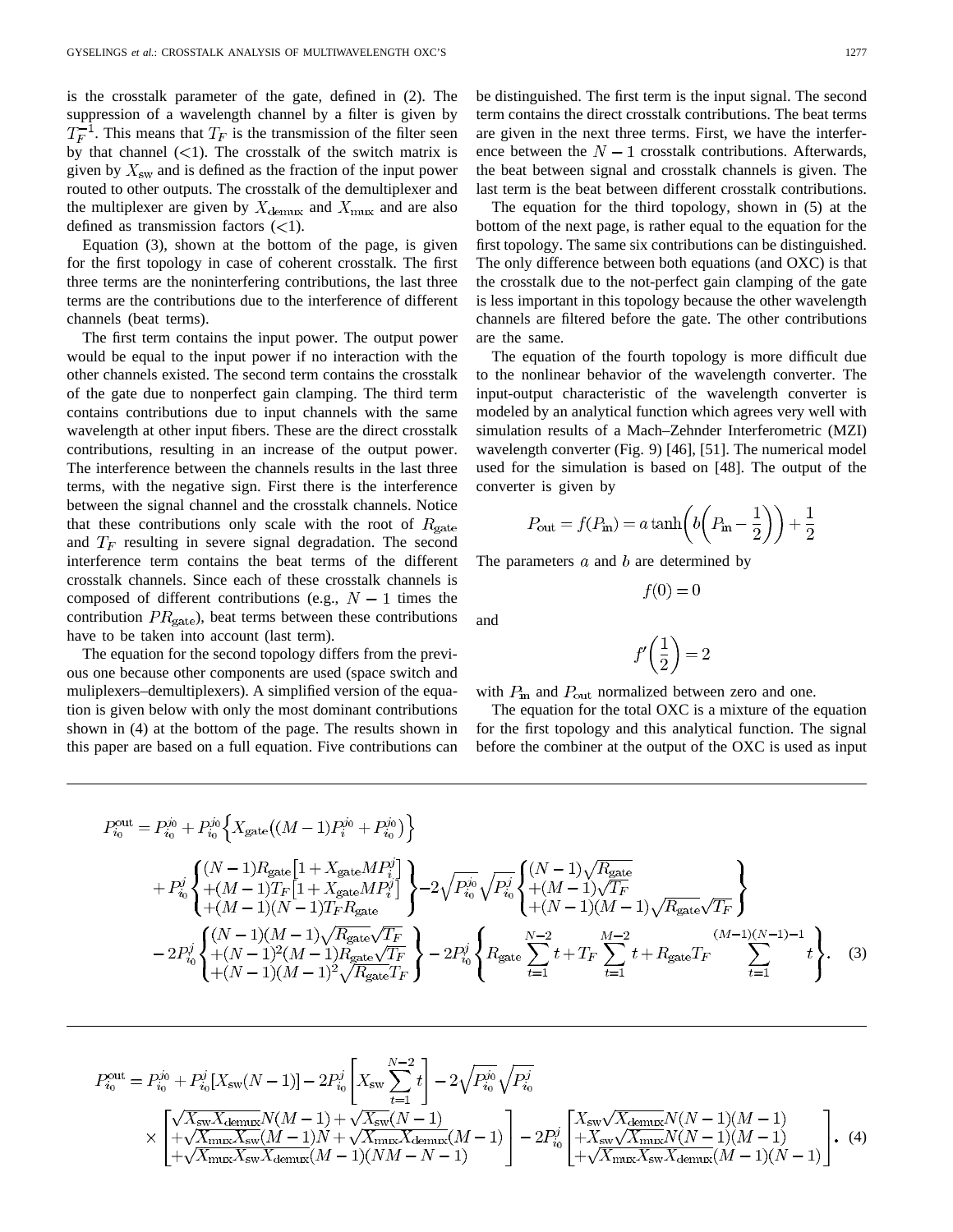is the crosstalk parameter of the gate, defined in (2). The suppression of a wavelength channel by a filter is given by $T_F^{-1}$. This means that $T_F$ is the transmission of the filter seen by that channel (<1). The crosstalk of the switch matrix is given by $X_{\mathrm{sw}}$ and is defined as the fraction of the input power routed to other outputs. The crosstalk of the demultiplexer and the multiplexer are given by $X_{\mathrm{demux}}$ and $X_{\mathrm{mux}}$ and are also defined as transmission factors (<1).

Equation (3), shown at the bottom of the page, is given for the first topology in case of coherent crosstalk. The first three terms are the noninterfering contributions, the last three terms are the contributions due to the interference of different channels (beat terms).

The first term contains the input power. The output power would be equal to the input power if no interaction with the other channels existed. The second term contains the crosstalk of the gate due to nonperfect gain clamping. The third term contains contributions due to input channels with the same wavelength at other input fibers. These are the direct crosstalk contributions, resulting in an increase of the output power. The interference between the channels results in the last three terms, with the negative sign. First there is the interference between the signal channel and the crosstalk channels. Notice that these contributions only scale with the root of $R_{\mathrm{gate}}$ and $T_F$ resulting in severe signal degradation. The second interference term contains the beat terms of the different crosstalk channels. Since each of these crosstalk channels is composed of different contributions (e.g., $N-1$ times the contribution $PR_{\mathrm{gate}}$), beat terms between these contributions have to be taken into account (last term).

The equation for the second topology differs from the previous one because other components are used (space switch and muliplexers–demultiplexers). A simplified version of the equation is given below with only the most dominant contributions shown in (4) at the bottom of the page. The results shown in this paper are based on a full equation. Five contributions can be distinguished. The first term is the input signal. The second term contains the direct crosstalk contributions. The beat terms are given in the next three terms. First, we have the interference between the $N-1$ crosstalk contributions. Afterwards, the beat between signal and crosstalk channels is given. The last term is the beat between different crosstalk contributions.

The equation for the third topology, shown in (5) at the bottom of the next page, is rather equal to the equation for the first topology. The same six contributions can be distinguished. The only difference between both equations (and OXC) is that the crosstalk due to the not-perfect gain clamping of the gate is less important in this topology because the other wavelength channels are filtered before the gate. The other contributions are the same.

The equation of the fourth topology is more difficult due to the nonlinear behavior of the wavelength converter. The input-output characteristic of the wavelength converter is modeled by an analytical function which agrees very well with simulation results of a Mach–Zehnder Interferometric (MZI) wavelength converter (Fig. 9) [46], [51]. The numerical model used for the simulation is based on [48]. The output of the converter is given by

$$P_{\mathrm{out}} = f(P_{\mathrm{in}}) = a\tanh\left(b\left(P_{\mathrm{in}} - \frac{1}{2}\right)\right) + \frac{1}{2}$$

The parameters $a$ and $b$ are determined by

$$f(0) = 0$$

and

$$f'\left(\frac{1}{2}\right) = 2$$

with $P_{\mathrm{in}}$ and $P_{\mathrm{out}}$ normalized between zero and one.

The equation for the total OXC is a mixture of the equation for the first topology and this analytical function. The signal before the combiner at the output of the OXC is used as input

$$
\begin{aligned}
P_{i_0}^{\mathrm{out}} = {} & P_{i_0}^{j_0} + P_{i_0}^{j_0}\left\{X_{\mathrm{gate}}\left((M-1)P_i^{j_0} + P_{i_0}^{j_0}\right)\right\} \\
& + P_{i_0}^{j}\left\{\begin{array}{l}(N-1)R_{\mathrm{gate}}\left[1 + X_{\mathrm{gate}}MP_i^j\right] \\ +(M-1)T_F\left[1 + X_{\mathrm{gate}}MP_i^j\right] \\ +(M-1)(N-1)T_F R_{\mathrm{gate}}\end{array}\right\} - 2\sqrt{P_{i_0}^{j_0}}\sqrt{P_{i_0}^{j}}\left\{\begin{array}{l}(N-1)\sqrt{R_{\mathrm{gate}}} \\ +(M-1)\sqrt{T_F} \\ +(N-1)(M-1)\sqrt{R_{\mathrm{gate}}}\sqrt{T_F}\end{array}\right\} \\
& - 2P_{i_0}^{j}\left\{\begin{array}{l}(N-1)(M-1)\sqrt{R_{\mathrm{gate}}}\sqrt{T_F} \\ +(N-1)^2(M-1)R_{\mathrm{gate}}\sqrt{T_F} \\ +(N-1)(M-1)^2\sqrt{R_{\mathrm{gate}}}T_F\end{array}\right\} - 2P_{i_0}^{j}\left\{R_{\mathrm{gate}}\sum_{t=1}^{N-2}t + T_F\sum_{t=1}^{M-2}t + R_{\mathrm{gate}}T_F\sum_{t=1}^{(M-1)(N-1)-1}t\right\}. \quad (3)
\end{aligned}
$$

$$
\begin{aligned}
P_{i_0}^{\mathrm{out}} = {} & P_{i_0}^{j_0} + P_{i_0}^{j}\left[X_{\mathrm{sw}}(N-1)\right] - 2P_{i_0}^{j}\left[X_{\mathrm{sw}}\sum_{t=1}^{N-2}t\right] - 2\sqrt{P_{i_0}^{j_0}}\sqrt{P_{i_0}^{j}} \\
& \times\left[\begin{array}{l}\sqrt{X_{\mathrm{sw}}X_{\mathrm{demux}}}N(M-1) + \sqrt{X_{\mathrm{sw}}}(N-1) \\ +\sqrt{X_{\mathrm{mux}}X_{\mathrm{sw}}}(M-1)N + \sqrt{X_{\mathrm{mux}}X_{\mathrm{demux}}}(M-1) \\ +\sqrt{X_{\mathrm{mux}}X_{\mathrm{sw}}X_{\mathrm{demux}}}(M-1)(NM-N-1)\end{array}\right] - 2P_{i_0}^{j}\left[\begin{array}{l}X_{\mathrm{sw}}\sqrt{X_{\mathrm{demux}}}N(N-1)(M-1) \\ +X_{\mathrm{sw}}\sqrt{X_{\mathrm{mux}}}N(N-1)(M-1) \\ +\sqrt{X_{\mathrm{mux}}X_{\mathrm{sw}}X_{\mathrm{demux}}}(M-1)(N-1)\end{array}\right]. \quad (4)
\end{aligned}
$$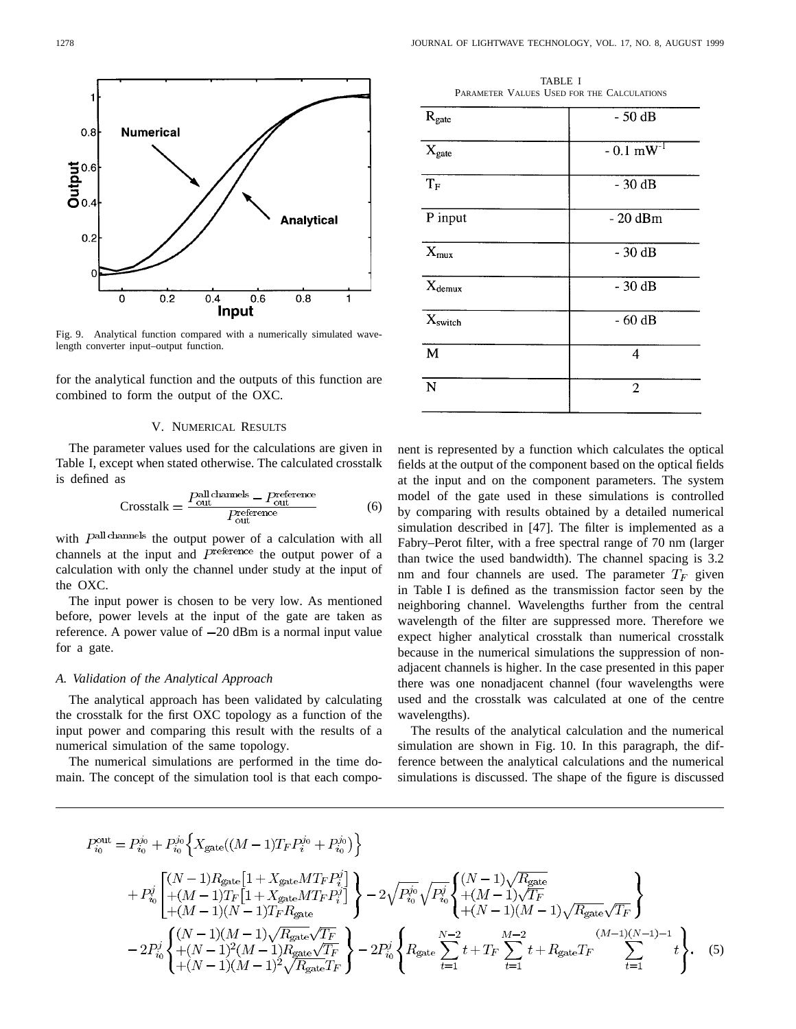Fig. 9. Analytical function compared with a numerically simulated wavelength converter input–output function.

for the analytical function and the outputs of this function are combined to form the output of the OXC.

## V. Numerical Results

The parameter values used for the calculations are given in Table I, except when stated otherwise. The calculated crosstalk is defined as

$$\text{Crosstalk} = \frac{P_{\text{out}}^{\text{all channels}} - P_{\text{out}}^{\text{preference}}}{P_{\text{out}}^{\text{preference}}} \tag{6}$$

with $P^{\text{all channels}}$ the output power of a calculation with all channels at the input and $P^{\text{preference}}$ the output power of a calculation with only the channel under study at the input of the OXC.

The input power is chosen to be very low. As mentioned before, power levels at the input of the gate are taken as reference. A power value of −20 dBm is a normal input value for a gate.

### A. Validation of the Analytical Approach

The analytical approach has been validated by calculating the crosstalk for the first OXC topology as a function of the input power and comparing this result with the results of a numerical simulation of the same topology.

The numerical simulations are performed in the time domain. The concept of the simulation tool is that each component is represented by a function which calculates the optical fields at the output of the component based on the optical fields at the input and on the component parameters. The system model of the gate used in these simulations is controlled by comparing with results obtained by a detailed numerical simulation described in [47]. The filter is implemented as a Fabry–Perot filter, with a free spectral range of 70 nm (larger than twice the used bandwidth). The channel spacing is 3.2 nm and four channels are used. The parameter $T_F$ given in Table I is defined as the transmission factor seen by the neighboring channel. Wavelengths further from the central wavelength of the filter are suppressed more. Therefore we expect higher analytical crosstalk than numerical crosstalk because in the numerical simulations the suppression of nonadjacent channels is higher. In the case presented in this paper there was one nonadjacent channel (four wavelengths were used and the crosstalk was calculated at one of the centre wavelengths).

The results of the analytical calculation and the numerical simulation are shown in Fig. 10. In this paragraph, the difference between the analytical calculations and the numerical simulations is discussed. The shape of the figure is discussed

TABLE I
Parameter Values Used for the Calculations

| Parameter | Value |
|---|---|
| $R_{\text{gate}}$ | - 50 dB |
| $X_{\text{gate}}$ | - 0.1 $\text{mW}^{-1}$ |
| $T_F$ | - 30 dB |
| P input | - 20 dBm |
| $X_{\text{mux}}$ | - 30 dB |
| $X_{\text{demux}}$ | - 30 dB |
| $X_{\text{switch}}$ | - 60 dB |
| M | 4 |
| N | 2 |

$$\begin{aligned}
P_{i_0}^{\text{out}} &= P_{i_0}^{j_0} + P_{i_0}^{j_0}\left\{X_{\text{gate}}((M-1)T_F P_i^{j_0} + P_{i_0}^{j_0})\right\} \\
&\quad + P_{i_0}^{j}\begin{bmatrix}(N-1)R_{\text{gate}}\left[1 + X_{\text{gate}} M T_F P_i^{j}\right] \\ +(M-1)T_F\left[1 + X_{\text{gate}} M T_F P_i^{j}\right] \\ +(M-1)(N-1)T_F R_{\text{gate}}\end{bmatrix} - 2\sqrt{P_{i_0}^{j_0}}\sqrt{P_{i_0}^{j}}\begin{Bmatrix}(N-1)\sqrt{R_{\text{gate}}} \\ +(M-1)\sqrt{T_F} \\ +(N-1)(M-1)\sqrt{R_{\text{gate}}}\sqrt{T_F}\end{Bmatrix} \\
&\quad - 2P_{i_0}^{j}\begin{Bmatrix}(N-1)(M-1)\sqrt{R_{\text{gate}}}\sqrt{T_F} \\ +(N-1)^2(M-1)R_{\text{gate}}\sqrt{T_F} \\ +(N-1)(M-1)^2\sqrt{R_{\text{gate}}}T_F\end{Bmatrix} - 2P_{i_0}^{j}\left\{R_{\text{gate}}\sum_{t=1}^{N-2} t + T_F\sum_{t=1}^{M-2} t + R_{\text{gate}} T_F \sum_{t=1}^{(M-1)(N-1)-1} t\right\}.
\end{aligned} \tag{5}$$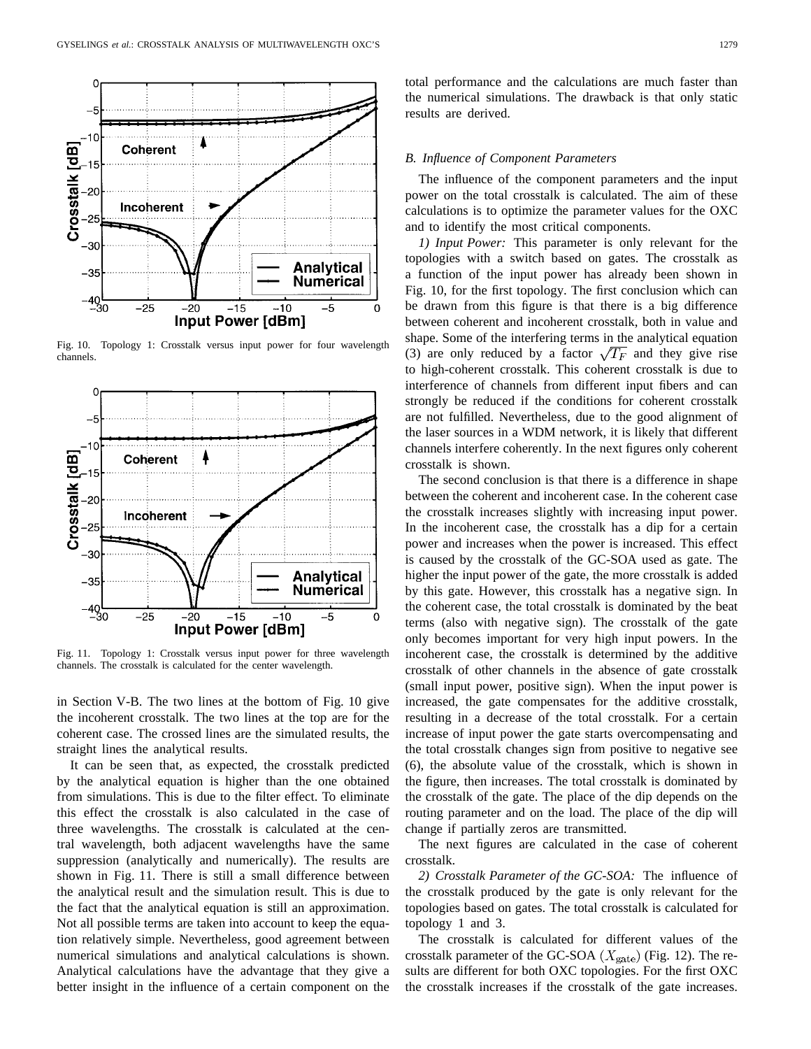Fig. 10. Topology 1: Crosstalk versus input power for four wavelength channels.

Fig. 11. Topology 1: Crosstalk versus input power for three wavelength channels. The crosstalk is calculated for the center wavelength.

in Section V-B. The two lines at the bottom of Fig. 10 give the incoherent crosstalk. The two lines at the top are for the coherent case. The crossed lines are the simulated results, the straight lines the analytical results.

It can be seen that, as expected, the crosstalk predicted by the analytical equation is higher than the one obtained from simulations. This is due to the filter effect. To eliminate this effect the crosstalk is also calculated in the case of three wavelengths. The crosstalk is calculated at the central wavelength, both adjacent wavelengths have the same suppression (analytically and numerically). The results are shown in Fig. 11. There is still a small difference between the analytical result and the simulation result. This is due to the fact that the analytical equation is still an approximation. Not all possible terms are taken into account to keep the equation relatively simple. Nevertheless, good agreement between numerical simulations and analytical calculations is shown. Analytical calculations have the advantage that they give a better insight in the influence of a certain component on the total performance and the calculations are much faster than the numerical simulations. The drawback is that only static results are derived.

### *B. Influence of Component Parameters*

The influence of the component parameters and the input power on the total crosstalk is calculated. The aim of these calculations is to optimize the parameter values for the OXC and to identify the most critical components.

*1) Input Power:* This parameter is only relevant for the topologies with a switch based on gates. The crosstalk as a function of the input power has already been shown in Fig. 10, for the first topology. The first conclusion which can be drawn from this figure is that there is a big difference between coherent and incoherent crosstalk, both in value and shape. Some of the interfering terms in the analytical equation (3) are only reduced by a factor $\sqrt{T_F}$ and they give rise to high-coherent crosstalk. This coherent crosstalk is due to interference of channels from different input fibers and can strongly be reduced if the conditions for coherent crosstalk are not fulfilled. Nevertheless, due to the good alignment of the laser sources in a WDM network, it is likely that different channels interfere coherently. In the next figures only coherent crosstalk is shown.

The second conclusion is that there is a difference in shape between the coherent and incoherent case. In the coherent case the crosstalk increases slightly with increasing input power. In the incoherent case, the crosstalk has a dip for a certain power and increases when the power is increased. This effect is caused by the crosstalk of the GC-SOA used as gate. The higher the input power of the gate, the more crosstalk is added by this gate. However, this crosstalk has a negative sign. In the coherent case, the total crosstalk is dominated by the beat terms (also with negative sign). The crosstalk of the gate only becomes important for very high input powers. In the incoherent case, the crosstalk is determined by the additive crosstalk of other channels in the absence of gate crosstalk (small input power, positive sign). When the input power is increased, the gate compensates for the additive crosstalk, resulting in a decrease of the total crosstalk. For a certain increase of input power the gate starts overcompensating and the total crosstalk changes sign from positive to negative see (6), the absolute value of the crosstalk, which is shown in the figure, then increases. The total crosstalk is dominated by the crosstalk of the gate. The place of the dip depends on the routing parameter and on the load. The place of the dip will change if partially zeros are transmitted.

The next figures are calculated in the case of coherent crosstalk.

*2) Crosstalk Parameter of the GC-SOA:* The influence of the crosstalk produced by the gate is only relevant for the topologies based on gates. The total crosstalk is calculated for topology 1 and 3.

The crosstalk is calculated for different values of the crosstalk parameter of the GC-SOA ($X_{\text{gate}}$) (Fig. 12). The results are different for both OXC topologies. For the first OXC the crosstalk increases if the crosstalk of the gate increases.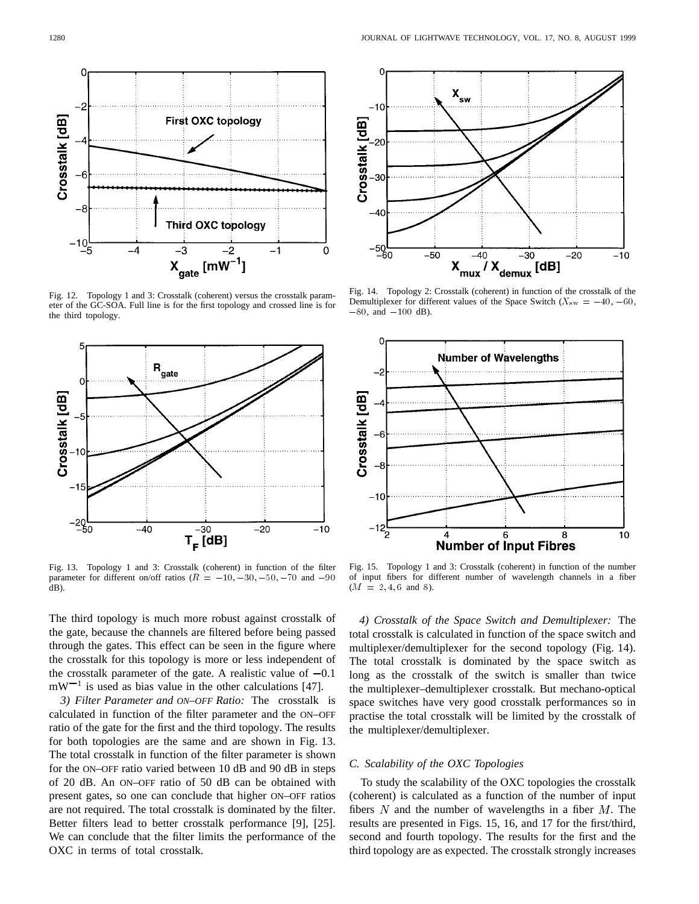Fig. 12. Topology 1 and 3: Crosstalk (coherent) versus the crosstalk parameter of the GC-SOA. Full line is for the first topology and crossed line is for the third topology.

Fig. 14. Topology 2: Crosstalk (coherent) in function of the crosstalk of the Demultiplexer for different values of the Space Switch ($X_{\rm sw} = -40, -60, -80$, and $-100$ dB).

Fig. 13. Topology 1 and 3: Crosstalk (coherent) in function of the filter parameter for different on/off ratios ($R = -10, -30, -50, -70$ and $-90$ dB).

Fig. 15. Topology 1 and 3: Crosstalk (coherent) in function of the number of input fibers for different number of wavelength channels in a fiber ($M = 2, 4, 6$ and $8$).

The third topology is much more robust against crosstalk of the gate, because the channels are filtered before being passed through the gates. This effect can be seen in the figure where the crosstalk for this topology is more or less independent of the crosstalk parameter of the gate. A realistic value of $-0.1$ $\rm mW^{-1}$ is used as bias value in the other calculations [47].

*3) Filter Parameter and* ON–OFF *Ratio:* The crosstalk is calculated in function of the filter parameter and the ON–OFF ratio of the gate for the first and the third topology. The results for both topologies are the same and are shown in Fig. 13. The total crosstalk in function of the filter parameter is shown for the ON–OFF ratio varied between 10 dB and 90 dB in steps of 20 dB. An ON–OFF ratio of 50 dB can be obtained with present gates, so one can conclude that higher ON–OFF ratios are not required. The total crosstalk is dominated by the filter. Better filters lead to better crosstalk performance [9], [25]. We can conclude that the filter limits the performance of the OXC in terms of total crosstalk.

*4) Crosstalk of the Space Switch and Demultiplexer:* The total crosstalk is calculated in function of the space switch and multiplexer/demultiplexer for the second topology (Fig. 14). The total crosstalk is dominated by the space switch as long as the crosstalk of the switch is smaller than twice the multiplexer–demultiplexer crosstalk. But mechano-optical space switches have very good crosstalk performances so in practise the total crosstalk will be limited by the crosstalk of the multiplexer/demultiplexer.

### *C. Scalability of the OXC Topologies*

To study the scalability of the OXC topologies the crosstalk (coherent) is calculated as a function of the number of input fibers $N$ and the number of wavelengths in a fiber $M$. The results are presented in Figs. 15, 16, and 17 for the first/third, second and fourth topology. The results for the first and the third topology are as expected. The crosstalk strongly increases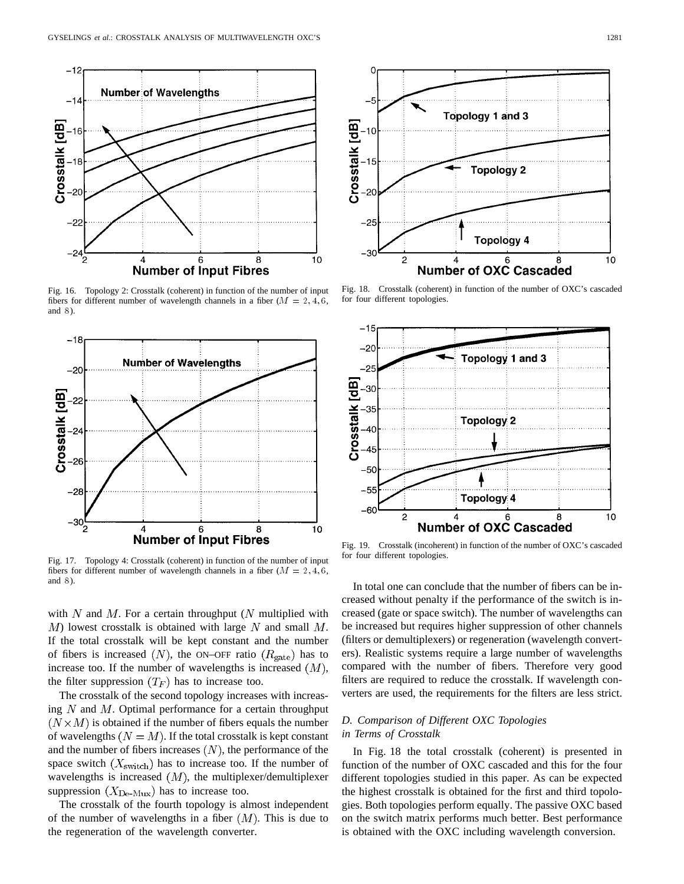Fig. 16. Topology 2: Crosstalk (coherent) in function of the number of input fibers for different number of wavelength channels in a fiber ($M = 2, 4, 6,$ and $8$).

Fig. 17. Topology 4: Crosstalk (coherent) in function of the number of input fibers for different number of wavelength channels in a fiber ($M = 2, 4, 6,$ and $8$).

with $N$ and $M$. For a certain throughput ($N$ multiplied with $M$) lowest crosstalk is obtained with large $N$ and small $M$. If the total crosstalk will be kept constant and the number of fibers is increased ($N$), the ON–OFF ratio ($R_{\text{gate}}$) has to increase too. If the number of wavelengths is increased ($M$), the filter suppression ($T_F$) has to increase too.

The crosstalk of the second topology increases with increasing $N$ and $M$. Optimal performance for a certain throughput ($N \times M$) is obtained if the number of fibers equals the number of wavelengths ($N = M$). If the total crosstalk is kept constant and the number of fibers increases ($N$), the performance of the space switch ($X_{\text{switch}}$) has to increase too. If the number of wavelengths is increased ($M$), the multiplexer/demultiplexer suppression ($X_{\text{De-Mux}}$) has to increase too.

The crosstalk of the fourth topology is almost independent of the number of wavelengths in a fiber ($M$). This is due to the regeneration of the wavelength converter.

Fig. 18. Crosstalk (coherent) in function of the number of OXC's cascaded for four different topologies.

Fig. 19. Crosstalk (incoherent) in function of the number of OXC's cascaded for four different topologies.

In total one can conclude that the number of fibers can be increased without penalty if the performance of the switch is increased (gate or space switch). The number of wavelengths can be increased but requires higher suppression of other channels (filters or demultiplexers) or regeneration (wavelength converters). Realistic systems require a large number of wavelengths compared with the number of fibers. Therefore very good filters are required to reduce the crosstalk. If wavelength converters are used, the requirements for the filters are less strict.

### *D. Comparison of Different OXC Topologies in Terms of Crosstalk*

In Fig. 18 the total crosstalk (coherent) is presented in function of the number of OXC cascaded and this for the four different topologies studied in this paper. As can be expected the highest crosstalk is obtained for the first and third topologies. Both topologies perform equally. The passive OXC based on the switch matrix performs much better. Best performance is obtained with the OXC including wavelength conversion.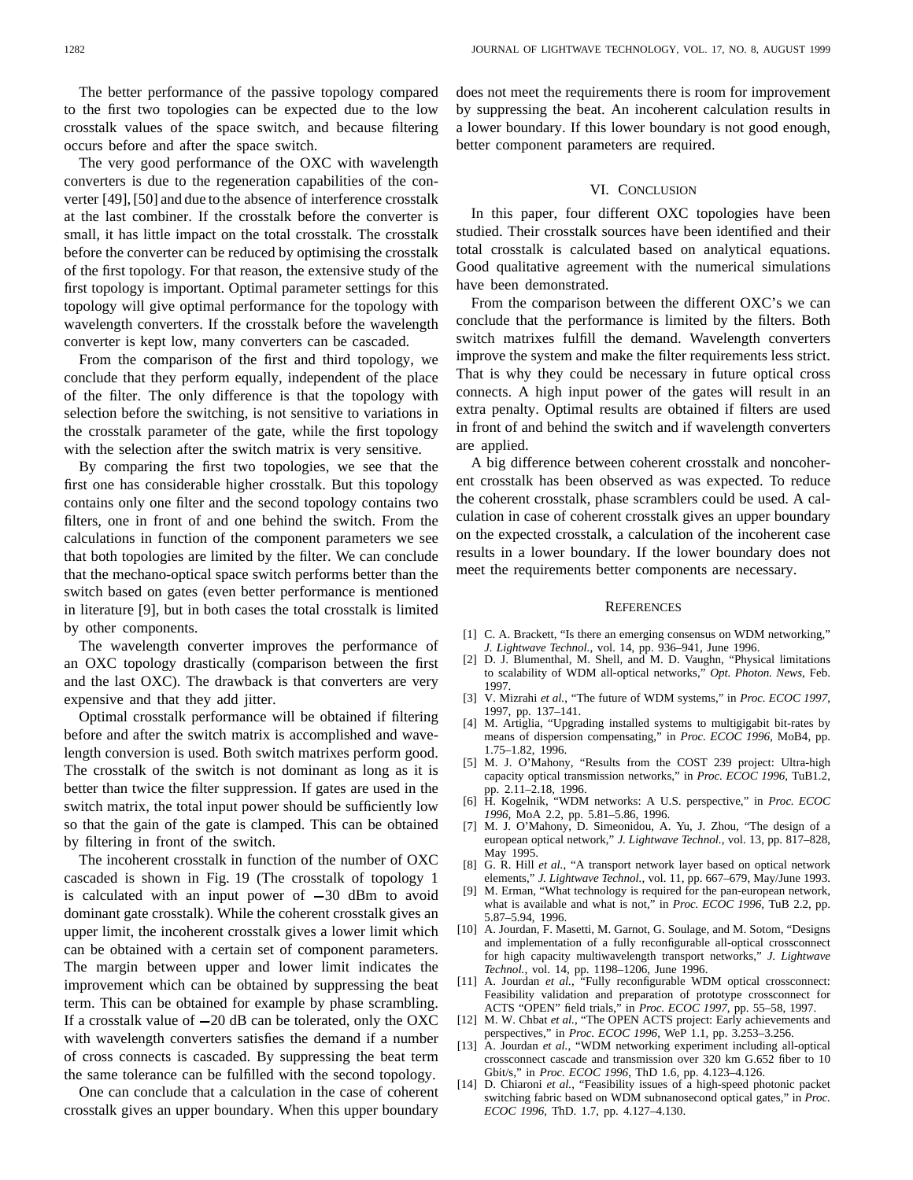The better performance of the passive topology compared to the first two topologies can be expected due to the low crosstalk values of the space switch, and because filtering occurs before and after the space switch.

The very good performance of the OXC with wavelength converters is due to the regeneration capabilities of the converter [49], [50] and due to the absence of interference crosstalk at the last combiner. If the crosstalk before the converter is small, it has little impact on the total crosstalk. The crosstalk before the converter can be reduced by optimising the crosstalk of the first topology. For that reason, the extensive study of the first topology is important. Optimal parameter settings for this topology will give optimal performance for the topology with wavelength converters. If the crosstalk before the wavelength converter is kept low, many converters can be cascaded.

From the comparison of the first and third topology, we conclude that they perform equally, independent of the place of the filter. The only difference is that the topology with selection before the switching, is not sensitive to variations in the crosstalk parameter of the gate, while the first topology with the selection after the switch matrix is very sensitive.

By comparing the first two topologies, we see that the first one has considerable higher crosstalk. But this topology contains only one filter and the second topology contains two filters, one in front of and one behind the switch. From the calculations in function of the component parameters we see that both topologies are limited by the filter. We can conclude that the mechano-optical space switch performs better than the switch based on gates (even better performance is mentioned in literature [9], but in both cases the total crosstalk is limited by other components.

The wavelength converter improves the performance of an OXC topology drastically (comparison between the first and the last OXC). The drawback is that converters are very expensive and that they add jitter.

Optimal crosstalk performance will be obtained if filtering before and after the switch matrix is accomplished and wavelength conversion is used. Both switch matrixes perform good. The crosstalk of the switch is not dominant as long as it is better than twice the filter suppression. If gates are used in the switch matrix, the total input power should be sufficiently low so that the gain of the gate is clamped. This can be obtained by filtering in front of the switch.

The incoherent crosstalk in function of the number of OXC cascaded is shown in Fig. 19 (The crosstalk of topology 1 is calculated with an input power of $-30$ dBm to avoid dominant gate crosstalk). While the coherent crosstalk gives an upper limit, the incoherent crosstalk gives a lower limit which can be obtained with a certain set of component parameters. The margin between upper and lower limit indicates the improvement which can be obtained by suppressing the beat term. This can be obtained for example by phase scrambling. If a crosstalk value of $-20$ dB can be tolerated, only the OXC with wavelength converters satisfies the demand if a number of cross connects is cascaded. By suppressing the beat term the same tolerance can be fulfilled with the second topology.

One can conclude that a calculation in the case of coherent crosstalk gives an upper boundary. When this upper boundary does not meet the requirements there is room for improvement by suppressing the beat. An incoherent calculation results in a lower boundary. If this lower boundary is not good enough, better component parameters are required.

## VI. Conclusion

In this paper, four different OXC topologies have been studied. Their crosstalk sources have been identified and their total crosstalk is calculated based on analytical equations. Good qualitative agreement with the numerical simulations have been demonstrated.

From the comparison between the different OXC's we can conclude that the performance is limited by the filters. Both switch matrixes fulfill the demand. Wavelength converters improve the system and make the filter requirements less strict. That is why they could be necessary in future optical cross connects. A high input power of the gates will result in an extra penalty. Optimal results are obtained if filters are used in front of and behind the switch and if wavelength converters are applied.

A big difference between coherent crosstalk and noncoherent crosstalk has been observed as was expected. To reduce the coherent crosstalk, phase scramblers could be used. A calculation in case of coherent crosstalk gives an upper boundary on the expected crosstalk, a calculation of the incoherent case results in a lower boundary. If the lower boundary does not meet the requirements better components are necessary.

## References

[1] C. A. Brackett, "Is there an emerging consensus on WDM networking," *J. Lightwave Technol.*, vol. 14, pp. 936–941, June 1996.

[2] D. J. Blumenthal, M. Shell, and M. D. Vaughn, "Physical limitations to scalability of WDM all-optical networks," *Opt. Photon. News*, Feb. 1997.

[3] V. Mizrahi *et al.*, "The future of WDM systems," in *Proc. ECOC 1997*, 1997, pp. 137–141.

[4] M. Artiglia, "Upgrading installed systems to multigigabit bit-rates by means of dispersion compensating," in *Proc. ECOC 1996*, MoB4, pp. 1.75–1.82, 1996.

[5] M. J. O'Mahony, "Results from the COST 239 project: Ultra-high capacity optical transmission networks," in *Proc. ECOC 1996*, TuB1.2, pp. 2.11–2.18, 1996.

[6] H. Kogelnik, "WDM networks: A U.S. perspective," in *Proc. ECOC 1996*, MoA 2.2, pp. 5.81–5.86, 1996.

[7] M. J. O'Mahony, D. Simeonidou, A. Yu, J. Zhou, "The design of a european optical network," *J. Lightwave Technol.*, vol. 13, pp. 817–828, May 1995.

[8] G. R. Hill *et al.*, "A transport network layer based on optical network elements," *J. Lightwave Technol.*, vol. 11, pp. 667–679, May/June 1993.

[9] M. Erman, "What technology is required for the pan-european network, what is available and what is not," in *Proc. ECOC 1996*, TuB 2.2, pp. 5.87–5.94, 1996.

[10] A. Jourdan, F. Masetti, M. Garnot, G. Soulage, and M. Sotom, "Designs and implementation of a fully reconfigurable all-optical crossconnect for high capacity multiwavelength transport networks," *J. Lightwave Technol.*, vol. 14, pp. 1198–1206, June 1996.

[11] A. Jourdan *et al.*, "Fully reconfigurable WDM optical crossconnect: Feasibility validation and preparation of prototype crossconnect for ACTS "OPEN" field trials," in *Proc. ECOC 1997*, pp. 55–58, 1997.

[12] M. W. Chbat *et al.*, "The OPEN ACTS project: Early achievements and perspectives," in *Proc. ECOC 1996*, WeP 1.1, pp. 3.253–3.256.

[13] A. Jourdan *et al.*, "WDM networking experiment including all-optical crossconnect cascade and transmission over 320 km G.652 fiber to 10 Gbit/s," in *Proc. ECOC 1996*, ThD 1.6, pp. 4.123–4.126.

[14] D. Chiaroni *et al.*, "Feasibility issues of a high-speed photonic packet switching fabric based on WDM subnanosecond optical gates," in *Proc. ECOC 1996*, ThD. 1.7, pp. 4.127–4.130.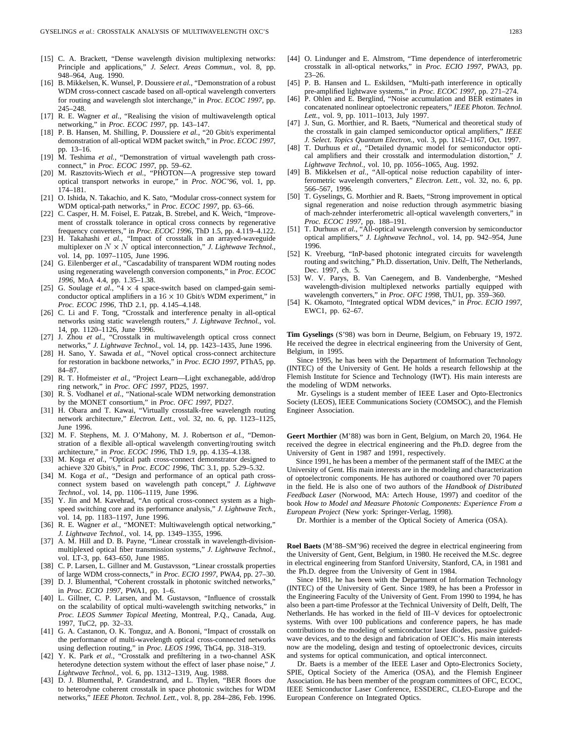[15] C. A. Brackett, "Dense wavelength division multiplexing networks: Principle and applications," *J. Select. Areas Commun.*, vol. 8, pp. 948–964, Aug. 1990.

[16] B. Mikkelsen, K. Wunsel, P. Doussiere *et al.*, "Demonstration of a robust WDM cross-connect cascade based on all-optical wavelength converters for routing and wavelength slot interchange," in *Proc. ECOC 1997*, pp. 245–248.

[17] R. E. Wagner *et al.*, "Realising the vision of multiwavelength optical networking," in *Proc. ECOC 1997*, pp. 143–147.

[18] P. B. Hansen, M. Shilling, P. Doussiere *et al.*, "20 Gbit/s experimental demonstration of all-optical WDM packet switch," in *Proc. ECOC 1997*, pp. 13–16.

[19] M. Teshima *et al.*, "Demonstration of virtual wavelength path cross-connect," in *Proc. ECOC 1997*, pp. 59–62.

[20] M. Rasztovits-Wiech *et al.*, "PHOTON—A progressive step toward optical transport networks in europe," in *Proc. NOC'96*, vol. 1, pp. 174–181.

[21] O. Ishida, N. Takachio, and K. Sato, "Modular cross-connect system for WDM optical-path networks," in *Proc. ECOC 1997*, pp. 63–66.

[22] C. Casper, H. M. Foisel, E. Patzak, B. Strebel, and K. Weich, "Improvement of crosstalk tolerance in optical cross connects by regenerative frequency converters," in *Proc. ECOC 1996*, ThD 1.5, pp. 4.119–4.122.

[23] H. Takahashi *et al.*, "Impact of crosstalk in an arrayed-waveguide multiplexer on $N \times N$ optical interconnection," *J. Lightwave Technol.*, vol. 14, pp. 1097–1105, June 1996.

[24] G. Eilenberger *et al.*, "Cascadability of transparent WDM routing nodes using regenerating wavelength conversion components," in *Proc. ECOC 1996*, MoA 4.4, pp. 1.35–1.38.

[25] G. Soulage *et al.*, "$4 \times 4$ space-switch based on clamped-gain semiconductor optical amplifiers in a $16 \times 10$ Gbit/s WDM experiment," in *Proc. ECOC 1996*, ThD 2.1, pp. 4.145–4.148.

[26] C. Li and F. Tong, "Crosstalk and interference penalty in all-optical networks using static wavelength routers," *J. Lightwave Technol.*, vol. 14, pp. 1120–1126, June 1996.

[27] J. Zhou *et al.*, "Crosstalk in multiwavelength optical cross connect networks," *J. Lightwave Technol.*, vol. 14, pp. 1423–1435, June 1996.

[28] H. Sano, Y. Sawada *et al.*, "Novel optical cross-connect architecture for restoration in backbone networks," in *Proc. ECIO 1997*, PThA5, pp. 84–87.

[29] R. T. Hofmeister *et al.*, "Project Learn—Light exchangeable, add/drop ring network," in *Proc. OFC 1997*, PD25, 1997.

[30] R. S. Vodhanel *et al.*, "National-scale WDM networking demonstration by the MONET consortium," in *Proc. OFC 1997*, PD27.

[31] H. Obara and T. Kawai, "Virtually crosstalk-free wavelength routing network architecture," *Electron. Lett.*, vol. 32, no. 6, pp. 1123–1125, June 1996.

[32] M. F. Stephens, M. J. O'Mahony, M. J. Robertson *et al.*, "Demonstration of a flexible all-optical wavelength converting/routing switch architecture," in *Proc. ECOC 1996*, ThD 1.9, pp. 4.135–4.138.

[33] M. Koga *et al.*, "Optical path cross-connect demonstrator designed to achieve 320 Gbit/s," in *Proc. ECOC 1996*, ThC 3.1, pp. 5.29–5.32.

[34] M. Koga *et al.*, "Design and performance of an optical path cross-connect system based on wavelength path concept," *J. Lightwave Technol.*, vol. 14, pp. 1106–1119, June 1996.

[35] Y. Jin and M. Kavehrad, "An optical cross-connect system as a high-speed switching core and its performance analysis," *J. Lightwave Tech.*, vol. 14, pp. 1183–1197, June 1996.

[36] R. E. Wagner *et al.*, "MONET: Multiwavelength optical networking," *J. Lightwave Technol.*, vol. 14, pp. 1349–1355, 1996.

[37] A. M. Hill and D. B. Payne, "Linear crosstalk in wavelength-division-multiplexed optical fiber transmission systems," *J. Lightwave Technol.*, vol. LT-3, pp. 643–650, June 1985.

[38] C. P. Larsen, L. Gillner and M. Gustavsson, "Linear crosstalk properties of large WDM cross-connects," in *Proc. ECIO 1997*, PWA4, pp. 27–30.

[39] D. J. Blumenthal, "Coherent crosstalk in photonic switched networks," in *Proc. ECIO 1997*, PWA1, pp. 1–6.

[40] L. Gillner, C. P. Larsen, and M. Gustavson, "Influence of crosstalk on the scalability of optical multi-wavelength switching networks," in *Proc. LEOS Summer Topical Meeting*, Montreal, P.Q., Canada, Aug. 1997, TuC2, pp. 32–33.

[41] G. A. Castanon, O. K. Tonguz, and A. Bononi, "Impact of crosstalk on the performance of multi-wavelength optical cross-connected networks using deflection routing," in *Proc. LEOS 1996*, ThG4, pp. 318–319.

[42] Y. K. Park *et al.*, "Crosstalk and prefiltering in a two-channel ASK heterodyne detection system without the effect of laser phase noise," *J. Lightwave Technol.*, vol. 6, pp. 1312–1319, Aug. 1988.

[43] D. J. Blumenthal, P. Grandestrand, and L. Thylen, "BER floors due to heterodyne coherent crosstalk in space photonic switches for WDM networks," *IEEE Photon. Technol. Lett.*, vol. 8, pp. 284–286, Feb. 1996.

[44] O. Lindunger and E. Almstrom, "Time dependence of interferometric crosstalk in all-optical networks," in *Proc. ECIO 1997*, PWA3, pp. 23–26.

[45] P. B. Hansen and L. Eskildsen, "Multi-path interference in optically pre-amplified lightwave systems," in *Proc. ECOC 1997*, pp. 271–274.

[46] P. Ohlen and E. Berglind, "Noise accumulation and BER estimates in concatenated nonlinear optoelectronic repeaters," *IEEE Photon. Technol. Lett.*, vol. 9, pp. 1011–1013, July 1997.

[47] J. Sun, G. Morthier, and R. Baets, "Numerical and theoretical study of the crosstalk in gain clamped semiconductor optical amplifiers," *IEEE J. Select. Topics Quantum Electron.*, vol. 3, pp. 1162–1167, Oct. 1997.

[48] T. Durhuus *et al.*, "Detailed dynamic model for semiconductor optical amplifiers and their crosstalk and intermodulation distortion," *J. Lightwave Technol.*, vol. 10, pp. 1056–1065, Aug. 1992.

[49] B. Mikkelsen *et al.*, "All-optical noise reduction capability of interferometric wavelength converters," *Electron. Lett.*, vol. 32, no. 6, pp. 566–567, 1996.

[50] T. Gyselings, G. Morthier and R. Baets, "Strong improvement in optical signal regeneration and noise reduction through asymmetric biasing of mach-zehnder interferometric all-optical wavelength converters," in *Proc. ECOC 1997*, pp. 188–191.

[51] T. Durhuus *et al.*, "All-optical wavelength conversion by semiconductor optical amplifiers," *J. Lightwave Technol.*, vol. 14, pp. 942–954, June 1996.

[52] K. Vreeburg, "InP-based photonic integrated circuits for wavelength routing and switching," Ph.D. dissertation, Univ. Delft, The Netherlands, Dec. 1997, ch. 5.

[53] W. V. Parys, B. Van Caenegem, and B. Vandenberghe, "Meshed wavelength-division multiplexed networks partially equipped with wavelength converters," in *Proc. OFC 1998*, ThU1, pp. 359–360.

[54] K. Okamoto, "Integrated optical WDM devices," in *Proc. ECIO 1997*, EWC1, pp. 62–67.

**Tim Gyselings** (S'98) was born in Deurne, Belgium, on February 19, 1972. He received the degree in electrical engineering from the University of Gent, Belgium, in 1995.

Since 1995, he has been with the Department of Information Technology (INTEC) of the University of Gent. He holds a research fellowship at the Flemish Institute for Science and Technology (IWT). His main interests are the modeling of WDM networks.

Mr. Gyselings is a student member of IEEE Laser and Opto-Electronics Society (LEOS), IEEE Communications Society (COMSOC), and the Flemish Engineer Association.

**Geert Morthier** (M'88) was born in Gent, Belgium, on March 20, 1964. He received the degree in electrical engineering and the Ph.D. degree from the University of Gent in 1987 and 1991, respectively.

Since 1991, he has been a member of the permanent staff of the IMEC at the University of Gent. His main interests are in the modeling and characterization of optoelectronic components. He has authored or coauthored over 70 papers in the field. He is also one of two authors of the *Handbook of Distributed Feedback Laser* (Norwood, MA: Artech House, 1997) and coeditor of the book *How to Model and Measure Photonic Components: Experience From a European Project* (New york: Springer-Verlag, 1998).

Dr. Morthier is a member of the Optical Society of America (OSA).

**Roel Baets** (M'88–SM'96) received the degree in electrical engineering from the University of Gent, Gent, Belgium, in 1980. He received the M.Sc. degree in electrical engineering from Stanford University, Stanford, CA, in 1981 and the Ph.D. degree from the University of Gent in 1984.

Since 1981, he has been with the Department of Information Technology (INTEC) of the University of Gent. Since 1989, he has been a Professor in the Engineering Faculty of the University of Gent. From 1990 to 1994, he has also been a part-time Professor at the Technical University of Delft, Delft, The Netherlands. He has worked in the field of III–V devices for optoelectronic systems. With over 100 publications and conference papers, he has made contributions to the modeling of semiconductor laser diodes, passive guided-wave devices, and to the design and fabrication of OEIC's. His main interests now are the modeling, design and testing of optoelectronic devices, circuits and systems for optical communication, and optical interconnect.

Dr. Baets is a member of the IEEE Laser and Opto-Electronics Society, SPIE, Optical Society of the America (OSA), and the Flemish Engineer Association. He has been member of the program committees of OFC, ECOC, IEEE Semiconductor Laser Conference, ESSDERC, CLEO-Europe and the European Conference on Integrated Optics.